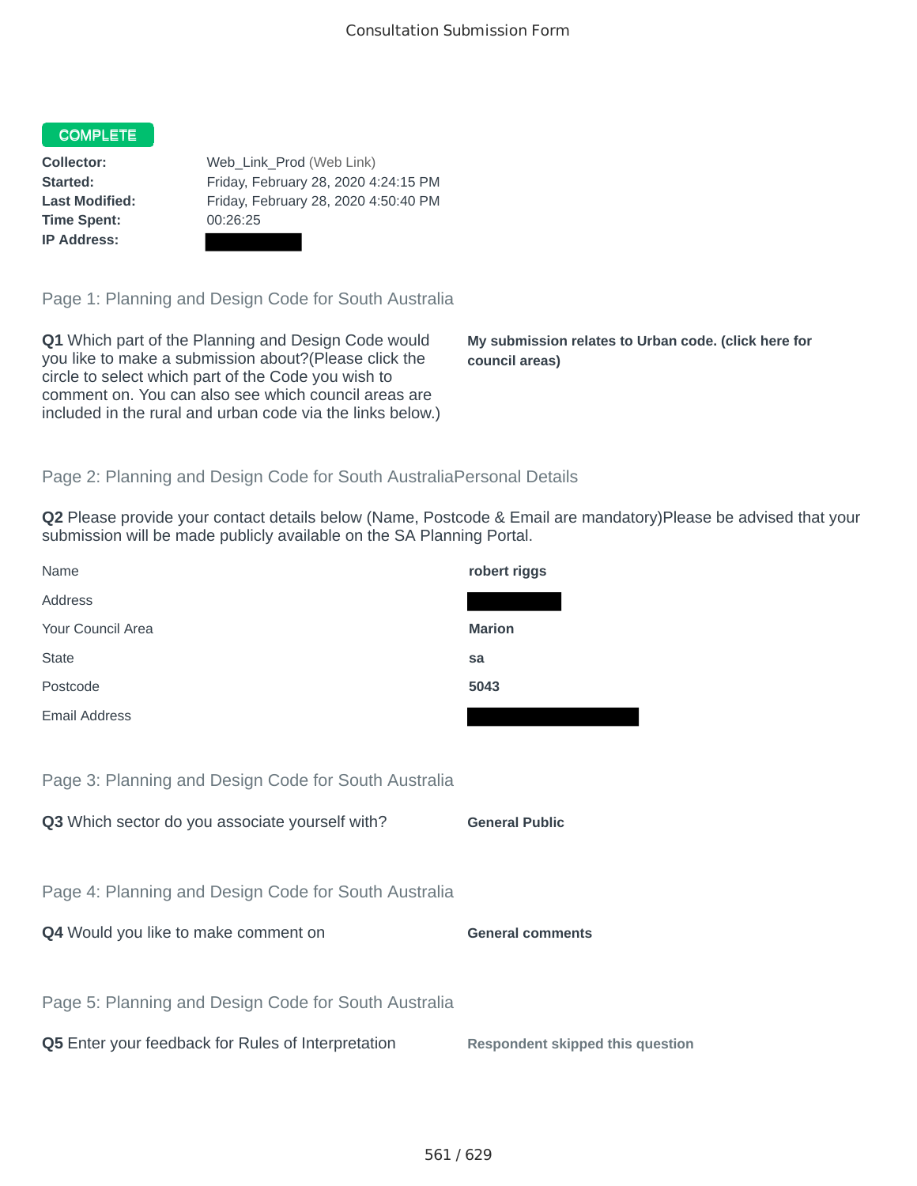# Consultation Submission Form

**COMPLETE**

**Collector:** Web_Link_Prod (Web Link)
**Started:** Friday, February 28, 2020 4:24:15 PM
**Last Modified:** Friday, February 28, 2020 4:50:40 PM
**Time Spent:** 00:26:25
**IP Address:**

## Page 1: Planning and Design Code for South Australia

**Q1** Which part of the Planning and Design Code would you like to make a submission about?(Please click the circle to select which part of the Code you wish to comment on. You can also see which council areas are included in the rural and urban code via the links below.)

**My submission relates to Urban code. (click here for council areas)**

## Page 2: Planning and Design Code for South AustraliaPersonal Details

**Q2** Please provide your contact details below (Name, Postcode & Email are mandatory)Please be advised that your submission will be made publicly available on the SA Planning Portal.

| | |
|---|---|
| Name | **robert riggs** |
| Address | |
| Your Council Area | **Marion** |
| State | **sa** |
| Postcode | **5043** |
| Email Address | |

## Page 3: Planning and Design Code for South Australia

**Q3** Which sector do you associate yourself with?

**General Public**

## Page 4: Planning and Design Code for South Australia

**Q4** Would you like to make comment on

**General comments**

## Page 5: Planning and Design Code for South Australia

**Q5** Enter your feedback for Rules of Interpretation

**Respondent skipped this question**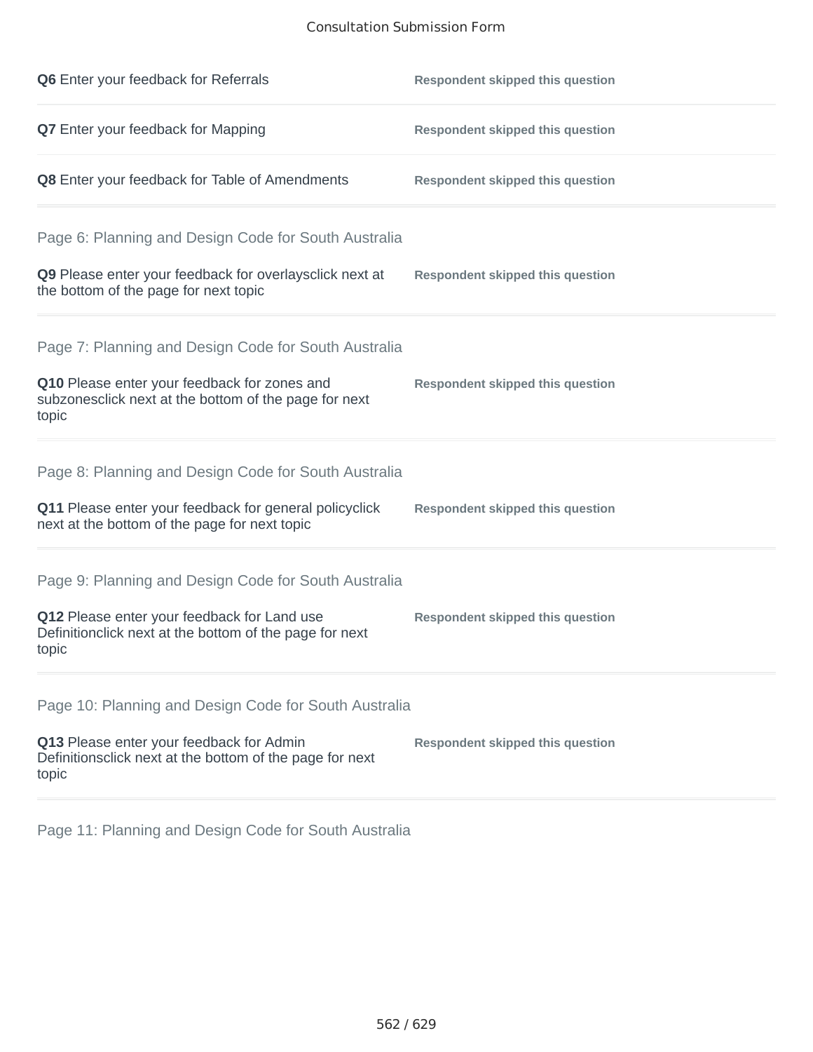**Q6** Enter your feedback for Referrals — **Respondent skipped this question**

**Q7** Enter your feedback for Mapping — **Respondent skipped this question**

**Q8** Enter your feedback for Table of Amendments — **Respondent skipped this question**

## Page 6: Planning and Design Code for South Australia

**Q9** Please enter your feedback for overlaysclick next at the bottom of the page for next topic — **Respondent skipped this question**

## Page 7: Planning and Design Code for South Australia

**Q10** Please enter your feedback for zones and subzonesclick next at the bottom of the page for next topic — **Respondent skipped this question**

## Page 8: Planning and Design Code for South Australia

**Q11** Please enter your feedback for general policyclick next at the bottom of the page for next topic — **Respondent skipped this question**

## Page 9: Planning and Design Code for South Australia

**Q12** Please enter your feedback for Land use Definitionclick next at the bottom of the page for next topic — **Respondent skipped this question**

## Page 10: Planning and Design Code for South Australia

**Q13** Please enter your feedback for Admin Definitionsclick next at the bottom of the page for next topic — **Respondent skipped this question**

## Page 11: Planning and Design Code for South Australia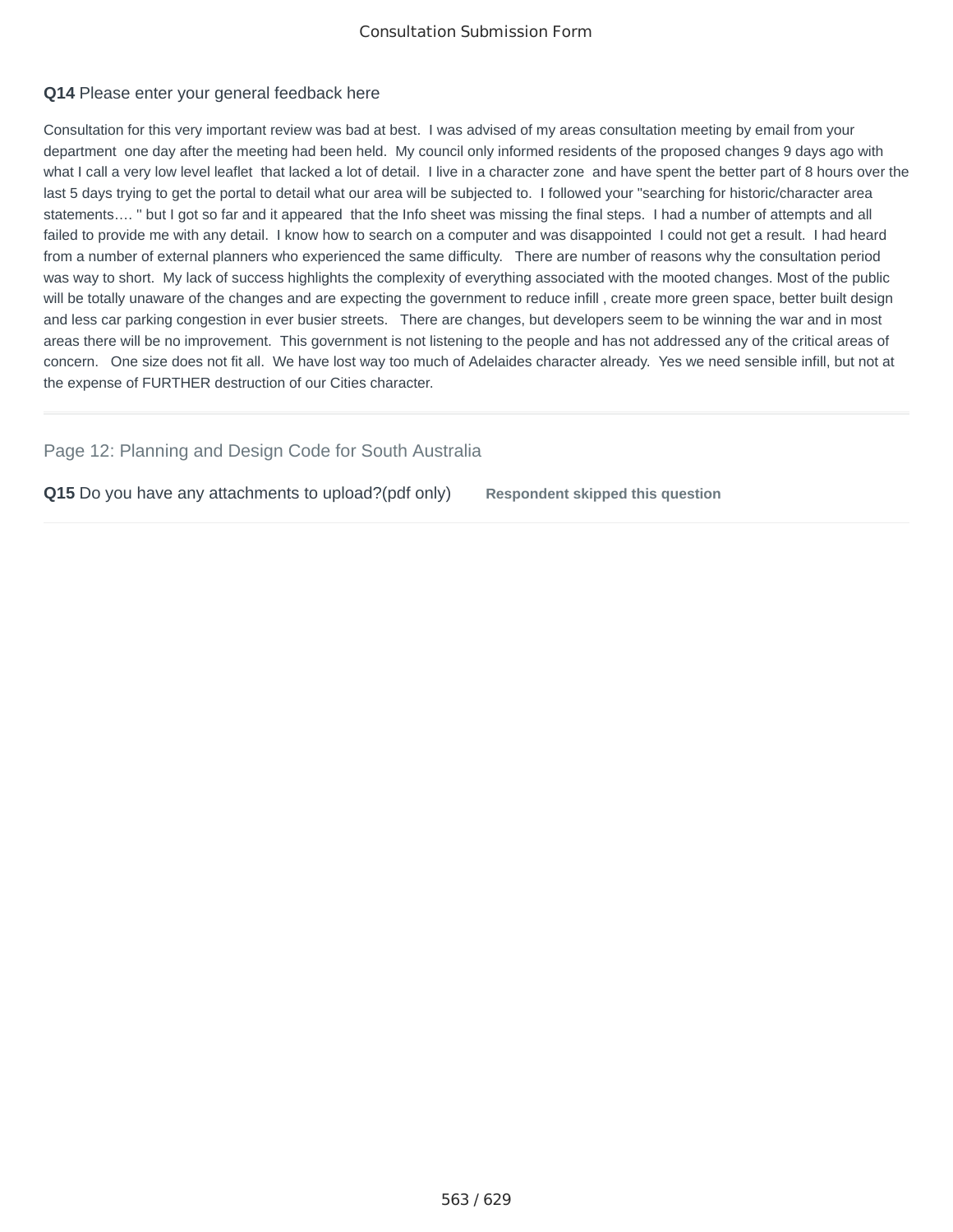**Q14** Please enter your general feedback here

Consultation for this very important review was bad at best. I was advised of my areas consultation meeting by email from your department one day after the meeting had been held. My council only informed residents of the proposed changes 9 days ago with what I call a very low level leaflet that lacked a lot of detail. I live in a character zone and have spent the better part of 8 hours over the last 5 days trying to get the portal to detail what our area will be subjected to. I followed your "searching for historic/character area statements…. " but I got so far and it appeared that the Info sheet was missing the final steps. I had a number of attempts and all failed to provide me with any detail. I know how to search on a computer and was disappointed I could not get a result. I had heard from a number of external planners who experienced the same difficulty. There are number of reasons why the consultation period was way to short. My lack of success highlights the complexity of everything associated with the mooted changes. Most of the public will be totally unaware of the changes and are expecting the government to reduce infill , create more green space, better built design and less car parking congestion in ever busier streets. There are changes, but developers seem to be winning the war and in most areas there will be no improvement. This government is not listening to the people and has not addressed any of the critical areas of concern. One size does not fit all. We have lost way too much of Adelaides character already. Yes we need sensible infill, but not at the expense of FURTHER destruction of our Cities character.

## Page 12: Planning and Design Code for South Australia

**Q15** Do you have any attachments to upload?(pdf only) **Respondent skipped this question**